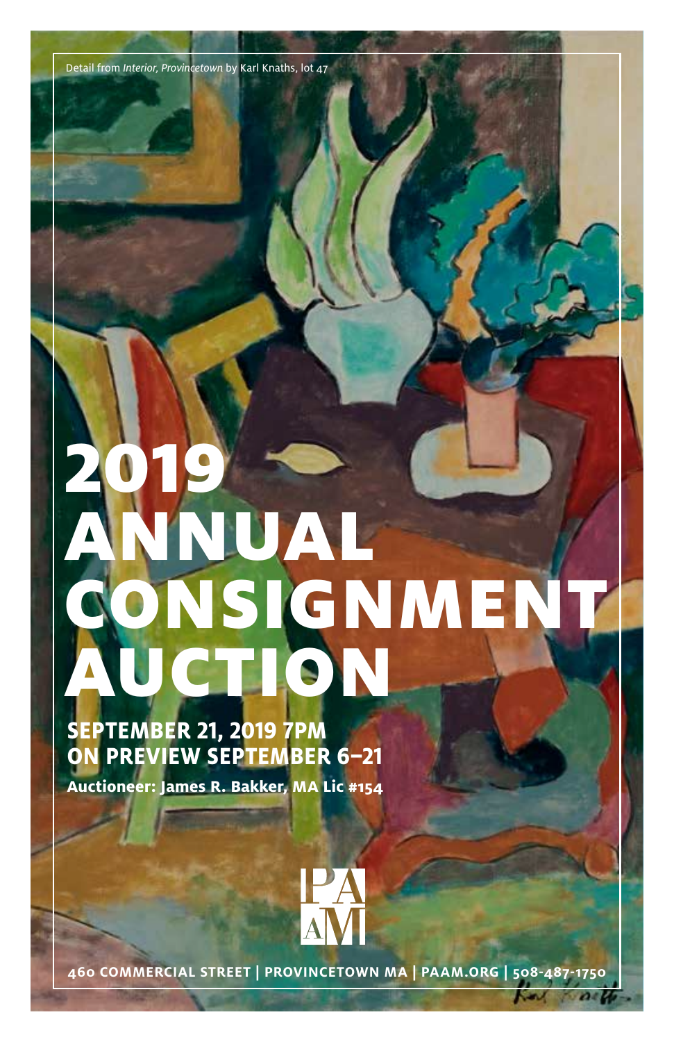Detail from *Interior, Provincetown* by Karl Knaths, lot 47

# 2019 ANNUAL CONSIGNMENT AUCTION

**SEPTEMBER 21, 2019 7PM**
**ON PREVIEW SEPTEMBER 6–21**

**Auctioneer: James R. Bakker, MA Lic #154**

PAAM

**460 COMMERCIAL STREET | PROVINCETOWN MA | PAAM.ORG | 508-487-1750**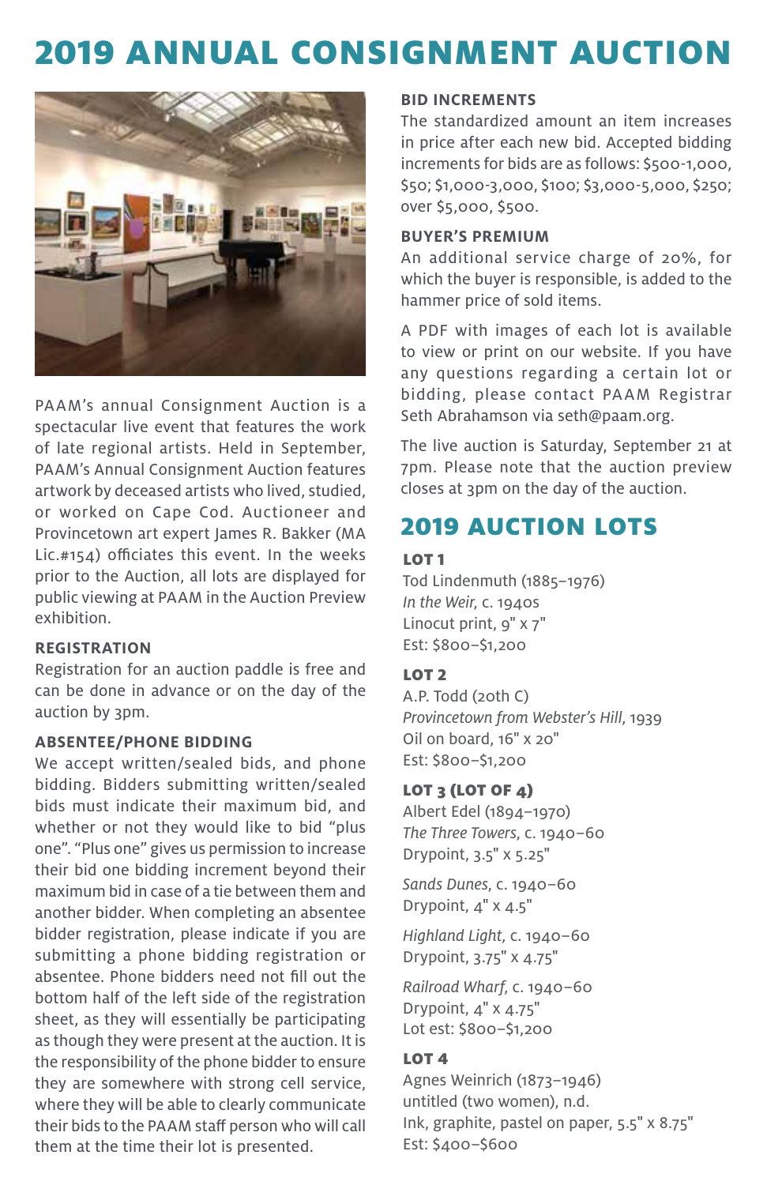# 2019 ANNUAL CONSIGNMENT AUCTION

PAAM's annual Consignment Auction is a spectacular live event that features the work of late regional artists. Held in September, PAAM's Annual Consignment Auction features artwork by deceased artists who lived, studied, or worked on Cape Cod. Auctioneer and Provincetown art expert James R. Bakker (MA Lic.#154) officiates this event. In the weeks prior to the Auction, all lots are displayed for public viewing at PAAM in the Auction Preview exhibition.

### REGISTRATION

Registration for an auction paddle is free and can be done in advance or on the day of the auction by 3pm.

### ABSENTEE/PHONE BIDDING

We accept written/sealed bids, and phone bidding. Bidders submitting written/sealed bids must indicate their maximum bid, and whether or not they would like to bid "plus one". "Plus one" gives us permission to increase their bid one bidding increment beyond their maximum bid in case of a tie between them and another bidder. When completing an absentee bidder registration, please indicate if you are submitting a phone bidding registration or absentee. Phone bidders need not fill out the bottom half of the left side of the registration sheet, as they will essentially be participating as though they were present at the auction. It is the responsibility of the phone bidder to ensure they are somewhere with strong cell service, where they will be able to clearly communicate their bids to the PAAM staff person who will call them at the time their lot is presented.

### BID INCREMENTS

The standardized amount an item increases in price after each new bid. Accepted bidding increments for bids are as follows: $500-1,000, $50; $1,000-3,000, $100; $3,000-5,000, $250; over $5,000, $500.

### BUYER'S PREMIUM

An additional service charge of 20%, for which the buyer is responsible, is added to the hammer price of sold items.

A PDF with images of each lot is available to view or print on our website. If you have any questions regarding a certain lot or bidding, please contact PAAM Registrar Seth Abrahamson via seth@paam.org.

The live auction is Saturday, September 21 at 7pm. Please note that the auction preview closes at 3pm on the day of the auction.

## 2019 AUCTION LOTS

**LOT 1**
Tod Lindenmuth (1885–1976)
*In the Weir*, c. 1940s
Linocut print, 9" x 7"
Est: $800–$1,200

**LOT 2**
A.P. Todd (20th C)
*Provincetown from Webster's Hill*, 1939
Oil on board, 16" x 20"
Est: $800–$1,200

**LOT 3 (LOT OF 4)**
Albert Edel (1894–1970)
*The Three Towers*, c. 1940–60
Drypoint, 3.5" x 5.25"

*Sands Dunes*, c. 1940–60
Drypoint, 4" x 4.5"

*Highland Light*, c. 1940–60
Drypoint, 3.75" x 4.75"

*Railroad Wharf*, c. 1940–60
Drypoint, 4" x 4.75"
Lot est: $800–$1,200

**LOT 4**
Agnes Weinrich (1873–1946)
untitled (two women), n.d.
Ink, graphite, pastel on paper, 5.5" x 8.75"
Est: $400–$600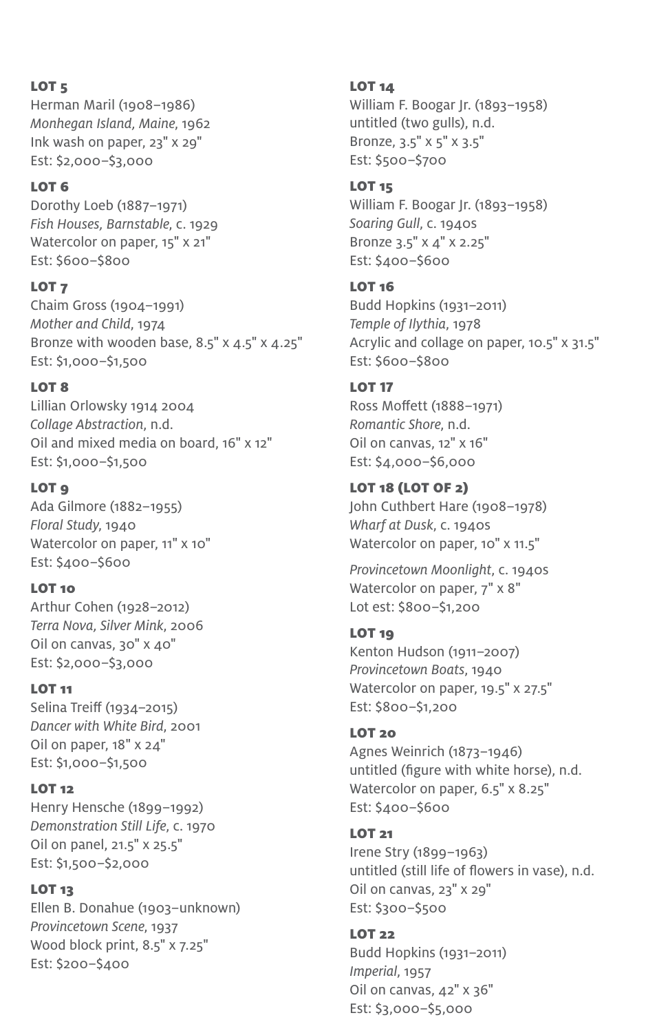**LOT 5**
Herman Maril (1908–1986)
*Monhegan Island, Maine*, 1962
Ink wash on paper, 23" x 29"
Est: $2,000–$3,000

**LOT 6**
Dorothy Loeb (1887–1971)
*Fish Houses, Barnstable*, c. 1929
Watercolor on paper, 15" x 21"
Est: $600–$800

**LOT 7**
Chaim Gross (1904–1991)
*Mother and Child*, 1974
Bronze with wooden base, 8.5" x 4.5" x 4.25"
Est: $1,000–$1,500

**LOT 8**
Lillian Orlowsky 1914 2004
*Collage Abstraction*, n.d.
Oil and mixed media on board, 16" x 12"
Est: $1,000–$1,500

**LOT 9**
Ada Gilmore (1882–1955)
*Floral Study*, 1940
Watercolor on paper, 11" x 10"
Est: $400–$600

**LOT 10**
Arthur Cohen (1928–2012)
*Terra Nova, Silver Mink*, 2006
Oil on canvas, 30" x 40"
Est: $2,000–$3,000

**LOT 11**
Selina Treiff (1934–2015)
*Dancer with White Bird*, 2001
Oil on paper, 18" x 24"
Est: $1,000–$1,500

**LOT 12**
Henry Hensche (1899–1992)
*Demonstration Still Life*, c. 1970
Oil on panel, 21.5" x 25.5"
Est: $1,500–$2,000

**LOT 13**
Ellen B. Donahue (1903–unknown)
*Provincetown Scene*, 1937
Wood block print, 8.5" x 7.25"
Est: $200–$400

**LOT 14**
William F. Boogar Jr. (1893–1958)
untitled (two gulls), n.d.
Bronze, 3.5" x 5" x 3.5"
Est: $500–$700

**LOT 15**
William F. Boogar Jr. (1893–1958)
*Soaring Gull*, c. 1940s
Bronze 3.5" x 4" x 2.25"
Est: $400–$600

**LOT 16**
Budd Hopkins (1931–2011)
*Temple of Ilythia*, 1978
Acrylic and collage on paper, 10.5" x 31.5"
Est: $600–$800

**LOT 17**
Ross Moffett (1888–1971)
*Romantic Shore*, n.d.
Oil on canvas, 12" x 16"
Est: $4,000–$6,000

**LOT 18 (LOT OF 2)**
John Cuthbert Hare (1908–1978)
*Wharf at Dusk*, c. 1940s
Watercolor on paper, 10" x 11.5"

*Provincetown Moonlight*, c. 1940s
Watercolor on paper, 7" x 8"
Lot est: $800–$1,200

**LOT 19**
Kenton Hudson (1911–2007)
*Provincetown Boats*, 1940
Watercolor on paper, 19.5" x 27.5"
Est: $800–$1,200

**LOT 20**
Agnes Weinrich (1873–1946)
untitled (figure with white horse), n.d.
Watercolor on paper, 6.5" x 8.25"
Est: $400–$600

**LOT 21**
Irene Stry (1899–1963)
untitled (still life of flowers in vase), n.d.
Oil on canvas, 23" x 29"
Est: $300–$500

**LOT 22**
Budd Hopkins (1931–2011)
*Imperial*, 1957
Oil on canvas, 42" x 36"
Est: $3,000–$5,000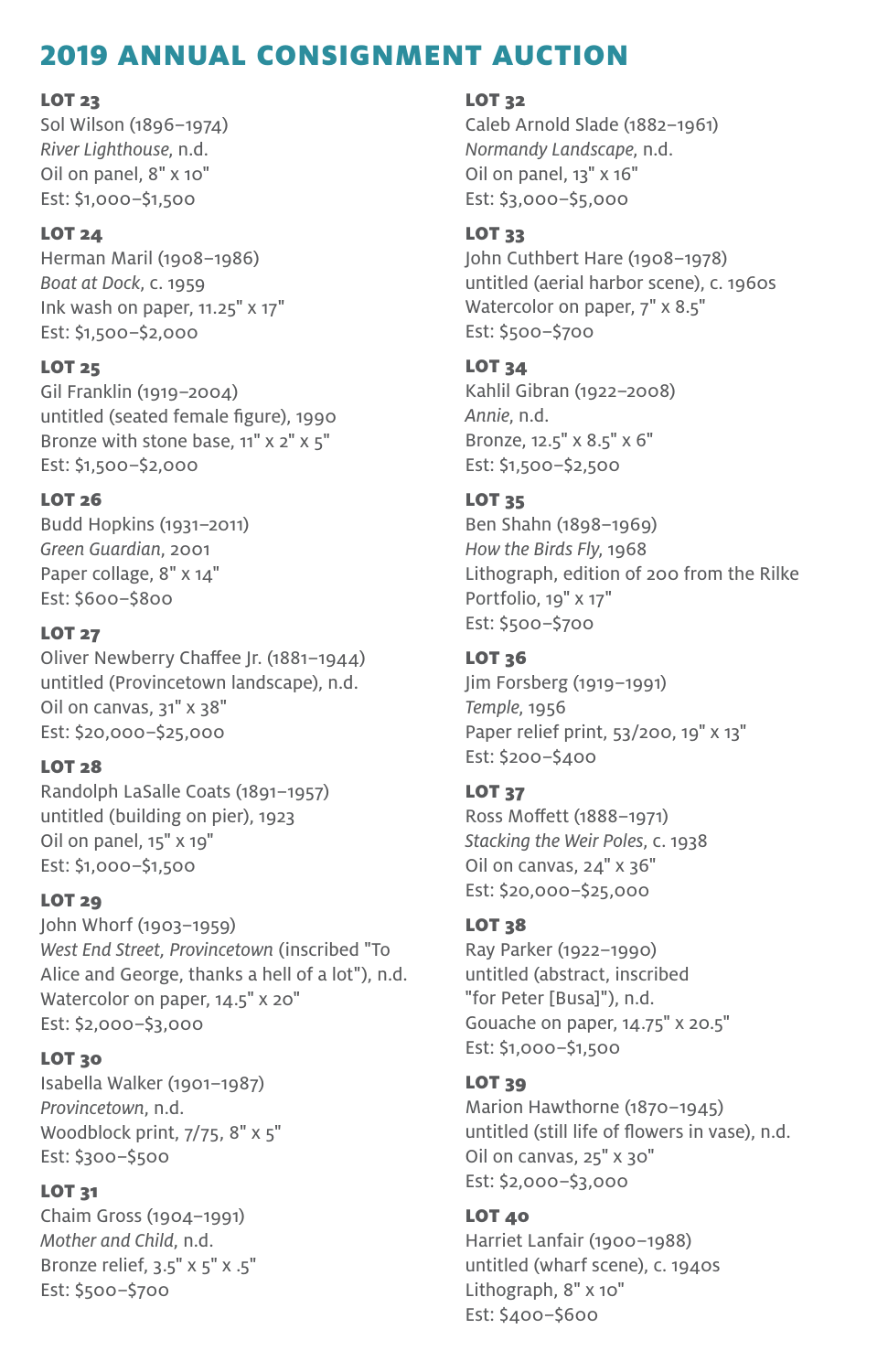# 2019 ANNUAL CONSIGNMENT AUCTION

**LOT 23**
Sol Wilson (1896–1974)
*River Lighthouse*, n.d.
Oil on panel, 8" x 10"
Est: $1,000–$1,500

**LOT 24**
Herman Maril (1908–1986)
*Boat at Dock*, c. 1959
Ink wash on paper, 11.25" x 17"
Est: $1,500–$2,000

**LOT 25**
Gil Franklin (1919–2004)
untitled (seated female figure), 1990
Bronze with stone base, 11" x 2" x 5"
Est: $1,500–$2,000

**LOT 26**
Budd Hopkins (1931–2011)
*Green Guardian*, 2001
Paper collage, 8" x 14"
Est: $600–$800

**LOT 27**
Oliver Newberry Chaffee Jr. (1881–1944)
untitled (Provincetown landscape), n.d.
Oil on canvas, 31" x 38"
Est: $20,000–$25,000

**LOT 28**
Randolph LaSalle Coats (1891–1957)
untitled (building on pier), 1923
Oil on panel, 15" x 19"
Est: $1,000–$1,500

**LOT 29**
John Whorf (1903–1959)
*West End Street, Provincetown* (inscribed "To Alice and George, thanks a hell of a lot"), n.d.
Watercolor on paper, 14.5" x 20"
Est: $2,000–$3,000

**LOT 30**
Isabella Walker (1901–1987)
*Provincetown*, n.d.
Woodblock print, 7/75, 8" x 5"
Est: $300–$500

**LOT 31**
Chaim Gross (1904–1991)
*Mother and Child*, n.d.
Bronze relief, 3.5" x 5" x .5"
Est: $500–$700

**LOT 32**
Caleb Arnold Slade (1882–1961)
*Normandy Landscape*, n.d.
Oil on panel, 13" x 16"
Est: $3,000–$5,000

**LOT 33**
John Cuthbert Hare (1908–1978)
untitled (aerial harbor scene), c. 1960s
Watercolor on paper, 7" x 8.5"
Est: $500–$700

**LOT 34**
Kahlil Gibran (1922–2008)
*Annie*, n.d.
Bronze, 12.5" x 8.5" x 6"
Est: $1,500–$2,500

**LOT 35**
Ben Shahn (1898–1969)
*How the Birds Fly*, 1968
Lithograph, edition of 200 from the Rilke Portfolio, 19" x 17"
Est: $500–$700

**LOT 36**
Jim Forsberg (1919–1991)
*Temple*, 1956
Paper relief print, 53/200, 19" x 13"
Est: $200–$400

**LOT 37**
Ross Moffett (1888–1971)
*Stacking the Weir Poles*, c. 1938
Oil on canvas, 24" x 36"
Est: $20,000–$25,000

**LOT 38**
Ray Parker (1922–1990)
untitled (abstract, inscribed "for Peter [Busa]"), n.d.
Gouache on paper, 14.75" x 20.5"
Est: $1,000–$1,500

**LOT 39**
Marion Hawthorne (1870–1945)
untitled (still life of flowers in vase), n.d.
Oil on canvas, 25" x 30"
Est: $2,000–$3,000

**LOT 40**
Harriet Lanfair (1900–1988)
untitled (wharf scene), c. 1940s
Lithograph, 8" x 10"
Est: $400–$600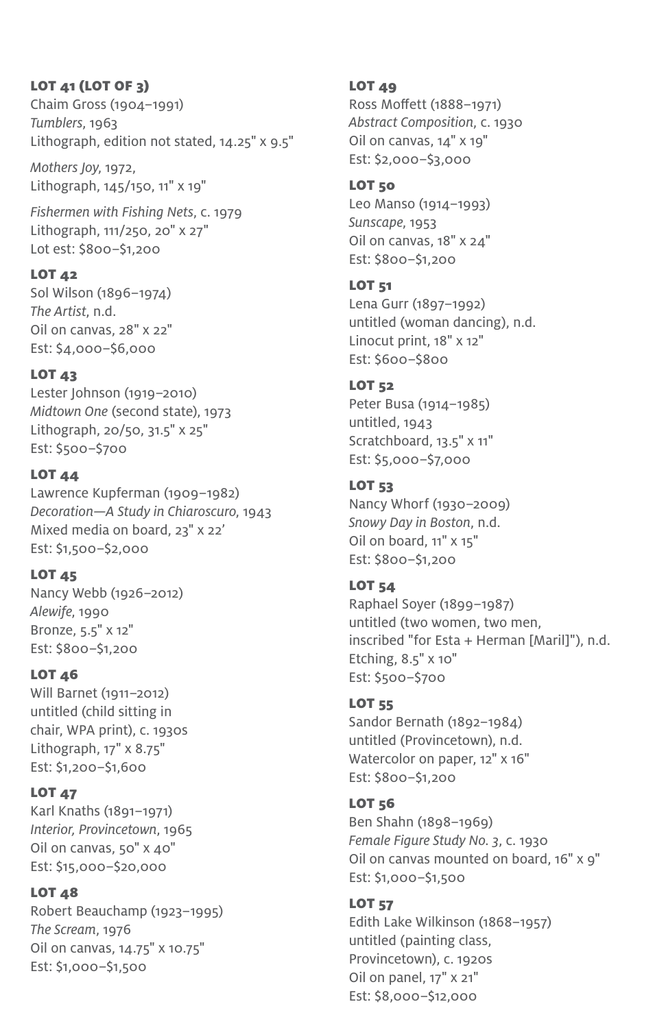### LOT 41 (LOT OF 3)

Chaim Gross (1904–1991)
*Tumblers*, 1963
Lithograph, edition not stated, 14.25" x 9.5"

*Mothers Joy*, 1972,
Lithograph, 145/150, 11" x 19"

*Fishermen with Fishing Nets*, c. 1979
Lithograph, 111/250, 20" x 27"
Lot est: $800–$1,200

### LOT 42

Sol Wilson (1896–1974)
*The Artist*, n.d.
Oil on canvas, 28" x 22"
Est: $4,000–$6,000

### LOT 43

Lester Johnson (1919–2010)
*Midtown One* (second state), 1973
Lithograph, 20/50, 31.5" x 25"
Est: $500–$700

### LOT 44

Lawrence Kupferman (1909–1982)
*Decoration—A Study in Chiaroscuro*, 1943
Mixed media on board, 23" x 22'
Est: $1,500–$2,000

### LOT 45

Nancy Webb (1926–2012)
*Alewife*, 1990
Bronze, 5.5" x 12"
Est: $800–$1,200

### LOT 46

Will Barnet (1911–2012)
untitled (child sitting in chair, WPA print), c. 1930s
Lithograph, 17" x 8.75"
Est: $1,200–$1,600

### LOT 47

Karl Knaths (1891–1971)
*Interior, Provincetown*, 1965
Oil on canvas, 50" x 40"
Est: $15,000–$20,000

### LOT 48

Robert Beauchamp (1923–1995)
*The Scream*, 1976
Oil on canvas, 14.75" x 10.75"
Est: $1,000–$1,500

### LOT 49

Ross Moffett (1888–1971)
*Abstract Composition*, c. 1930
Oil on canvas, 14" x 19"
Est: $2,000–$3,000

### LOT 50

Leo Manso (1914–1993)
*Sunscape*, 1953
Oil on canvas, 18" x 24"
Est: $800–$1,200

### LOT 51

Lena Gurr (1897–1992)
untitled (woman dancing), n.d.
Linocut print, 18" x 12"
Est: $600–$800

### LOT 52

Peter Busa (1914–1985)
untitled, 1943
Scratchboard, 13.5" x 11"
Est: $5,000–$7,000

### LOT 53

Nancy Whorf (1930–2009)
*Snowy Day in Boston*, n.d.
Oil on board, 11" x 15"
Est: $800–$1,200

### LOT 54

Raphael Soyer (1899–1987)
untitled (two women, two men, inscribed "for Esta + Herman [Maril]"), n.d.
Etching, 8.5" x 10"
Est: $500–$700

### LOT 55

Sandor Bernath (1892–1984)
untitled (Provincetown), n.d.
Watercolor on paper, 12" x 16"
Est: $800–$1,200

### LOT 56

Ben Shahn (1898–1969)
*Female Figure Study No. 3*, c. 1930
Oil on canvas mounted on board, 16" x 9"
Est: $1,000–$1,500

### LOT 57

Edith Lake Wilkinson (1868–1957)
untitled (painting class, Provincetown), c. 1920s
Oil on panel, 17" x 21"
Est: $8,000–$12,000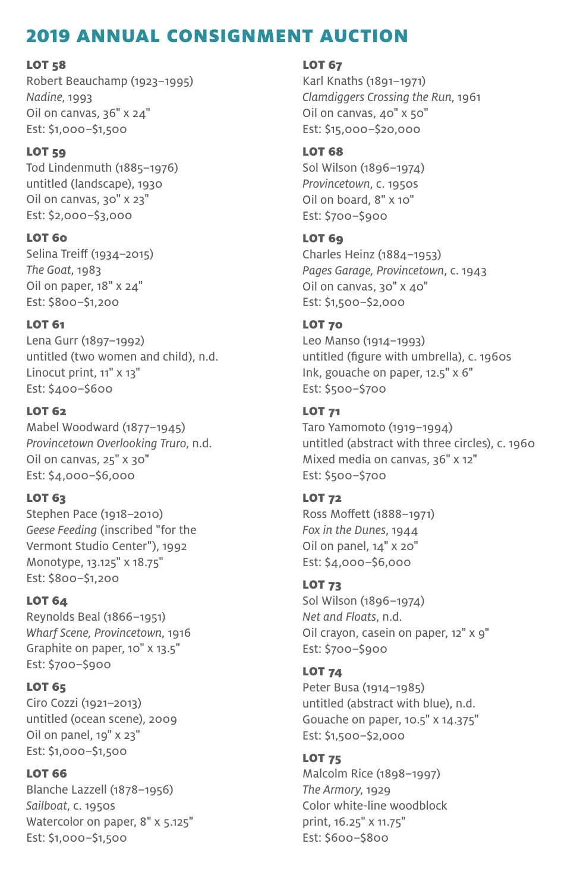## 2019 ANNUAL CONSIGNMENT AUCTION

**LOT 58**
Robert Beauchamp (1923–1995)
*Nadine*, 1993
Oil on canvas, 36" x 24"
Est: $1,000–$1,500

**LOT 59**
Tod Lindenmuth (1885–1976)
untitled (landscape), 1930
Oil on canvas, 30" x 23"
Est: $2,000–$3,000

**LOT 60**
Selina Treiff (1934–2015)
*The Goat*, 1983
Oil on paper, 18" x 24"
Est: $800–$1,200

**LOT 61**
Lena Gurr (1897–1992)
untitled (two women and child), n.d.
Linocut print, 11" x 13"
Est: $400–$600

**LOT 62**
Mabel Woodward (1877–1945)
*Provincetown Overlooking Truro*, n.d.
Oil on canvas, 25" x 30"
Est: $4,000–$6,000

**LOT 63**
Stephen Pace (1918–2010)
*Geese Feeding* (inscribed "for the Vermont Studio Center"), 1992
Monotype, 13.125" x 18.75"
Est: $800–$1,200

**LOT 64**
Reynolds Beal (1866–1951)
*Wharf Scene, Provincetown*, 1916
Graphite on paper, 10" x 13.5"
Est: $700–$900

**LOT 65**
Ciro Cozzi (1921–2013)
untitled (ocean scene), 2009
Oil on panel, 19" x 23"
Est: $1,000–$1,500

**LOT 66**
Blanche Lazzell (1878–1956)
*Sailboat*, c. 1950s
Watercolor on paper, 8" x 5.125"
Est: $1,000–$1,500

**LOT 67**
Karl Knaths (1891–1971)
*Clamdiggers Crossing the Run*, 1961
Oil on canvas, 40" x 50"
Est: $15,000–$20,000

**LOT 68**
Sol Wilson (1896–1974)
*Provincetown*, c. 1950s
Oil on board, 8" x 10"
Est: $700–$900

**LOT 69**
Charles Heinz (1884–1953)
*Pages Garage, Provincetown*, c. 1943
Oil on canvas, 30" x 40"
Est: $1,500–$2,000

**LOT 70**
Leo Manso (1914–1993)
untitled (figure with umbrella), c. 1960s
Ink, gouache on paper, 12.5" x 6"
Est: $500–$700

**LOT 71**
Taro Yamomoto (1919–1994)
untitled (abstract with three circles), c. 1960
Mixed media on canvas, 36" x 12"
Est: $500–$700

**LOT 72**
Ross Moffett (1888–1971)
*Fox in the Dunes*, 1944
Oil on panel, 14" x 20"
Est: $4,000–$6,000

**LOT 73**
Sol Wilson (1896–1974)
*Net and Floats*, n.d.
Oil crayon, casein on paper, 12" x 9"
Est: $700–$900

**LOT 74**
Peter Busa (1914–1985)
untitled (abstract with blue), n.d.
Gouache on paper, 10.5" x 14.375"
Est: $1,500–$2,000

**LOT 75**
Malcolm Rice (1898–1997)
*The Armory*, 1929
Color white-line woodblock print, 16.25" x 11.75"
Est: $600–$800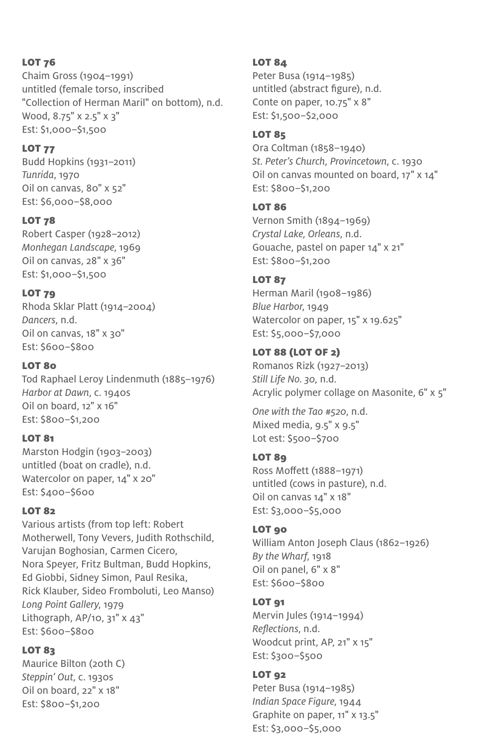**LOT 76**
Chaim Gross (1904–1991)
untitled (female torso, inscribed "Collection of Herman Maril" on bottom), n.d.
Wood, 8.75" x 2.5" x 3"
Est: $1,000–$1,500

**LOT 77**
Budd Hopkins (1931–2011)
*Tunrida*, 1970
Oil on canvas, 80" x 52"
Est: $6,000–$8,000

**LOT 78**
Robert Casper (1928–2012)
*Monhegan Landscape*, 1969
Oil on canvas, 28" x 36"
Est: $1,000–$1,500

**LOT 79**
Rhoda Sklar Platt (1914–2004)
*Dancers*, n.d.
Oil on canvas, 18" x 30"
Est: $600–$800

**LOT 80**
Tod Raphael Leroy Lindenmuth (1885–1976)
*Harbor at Dawn*, c. 1940s
Oil on board, 12" x 16"
Est: $800–$1,200

**LOT 81**
Marston Hodgin (1903–2003)
untitled (boat on cradle), n.d.
Watercolor on paper, 14" x 20"
Est: $400–$600

**LOT 82**
Various artists (from top left: Robert Motherwell, Tony Vevers, Judith Rothschild, Varujan Boghosian, Carmen Cicero, Nora Speyer, Fritz Bultman, Budd Hopkins, Ed Giobbi, Sidney Simon, Paul Resika, Rick Klauber, Sideo Fromboluti, Leo Manso)
*Long Point Gallery*, 1979
Lithograph, AP/10, 31" x 43"
Est: $600–$800

**LOT 83**
Maurice Bilton (20th C)
*Steppin' Out*, c. 1930s
Oil on board, 22" x 18"
Est: $800–$1,200

**LOT 84**
Peter Busa (1914–1985)
untitled (abstract figure), n.d.
Conte on paper, 10.75" x 8"
Est: $1,500–$2,000

**LOT 85**
Ora Coltman (1858–1940)
*St. Peter's Church, Provincetown*, c. 1930
Oil on canvas mounted on board, 17" x 14"
Est: $800–$1,200

**LOT 86**
Vernon Smith (1894–1969)
*Crystal Lake, Orleans*, n.d.
Gouache, pastel on paper 14" x 21"
Est: $800–$1,200

**LOT 87**
Herman Maril (1908–1986)
*Blue Harbor*, 1949
Watercolor on paper, 15" x 19.625"
Est: $5,000–$7,000

**LOT 88 (LOT OF 2)**
Romanos Rizk (1927–2013)
*Still Life No. 30*, n.d.
Acrylic polymer collage on Masonite, 6" x 5"

*One with the Tao #520*, n.d.
Mixed media, 9.5" x 9.5"
Lot est: $500–$700

**LOT 89**
Ross Moffett (1888–1971)
untitled (cows in pasture), n.d.
Oil on canvas 14" x 18"
Est: $3,000–$5,000

**LOT 90**
William Anton Joseph Claus (1862–1926)
*By the Wharf*, 1918
Oil on panel, 6" x 8"
Est: $600–$800

**LOT 91**
Mervin Jules (1914–1994)
*Reflections*, n.d.
Woodcut print, AP, 21" x 15"
Est: $300–$500

**LOT 92**
Peter Busa (1914–1985)
*Indian Space Figure*, 1944
Graphite on paper, 11" x 13.5"
Est: $3,000–$5,000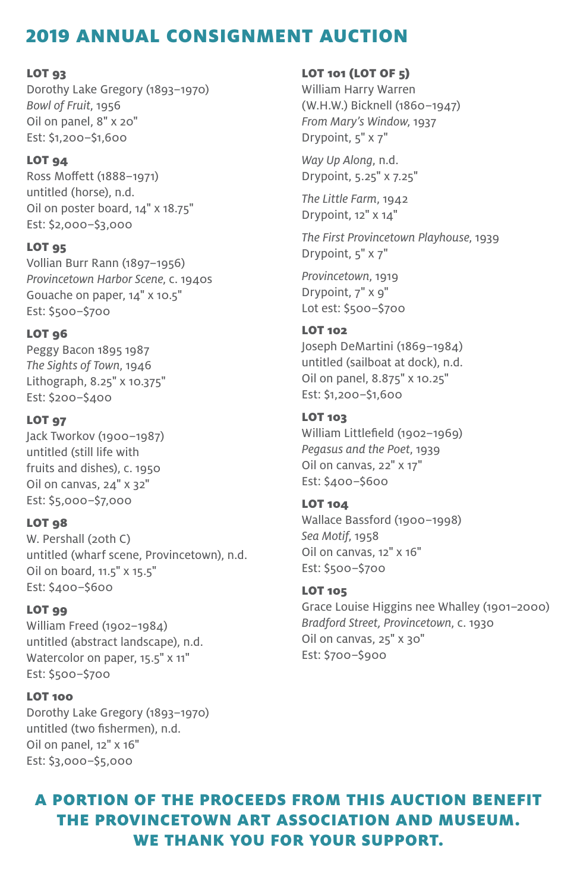## 2019 ANNUAL CONSIGNMENT AUCTION

**LOT 93**
Dorothy Lake Gregory (1893–1970)
*Bowl of Fruit*, 1956
Oil on panel, 8" x 20"
Est: $1,200–$1,600

**LOT 94**
Ross Moffett (1888–1971)
untitled (horse), n.d.
Oil on poster board, 14" x 18.75"
Est: $2,000–$3,000

**LOT 95**
Vollian Burr Rann (1897–1956)
*Provincetown Harbor Scene*, c. 1940s
Gouache on paper, 14" x 10.5"
Est: $500–$700

**LOT 96**
Peggy Bacon 1895 1987
*The Sights of Town*, 1946
Lithograph, 8.25" x 10.375"
Est: $200–$400

**LOT 97**
Jack Tworkov (1900–1987)
untitled (still life with fruits and dishes), c. 1950
Oil on canvas, 24" x 32"
Est: $5,000–$7,000

**LOT 98**
W. Pershall (20th C)
untitled (wharf scene, Provincetown), n.d.
Oil on board, 11.5" x 15.5"
Est: $400–$600

**LOT 99**
William Freed (1902–1984)
untitled (abstract landscape), n.d.
Watercolor on paper, 15.5" x 11"
Est: $500–$700

**LOT 100**
Dorothy Lake Gregory (1893–1970)
untitled (two fishermen), n.d.
Oil on panel, 12" x 16"
Est: $3,000–$5,000

**LOT 101 (LOT OF 5)**
William Harry Warren (W.H.W.) Bicknell (1860–1947)
*From Mary's Window*, 1937
Drypoint, 5" x 7"

*Way Up Along*, n.d.
Drypoint, 5.25" x 7.25"

*The Little Farm*, 1942
Drypoint, 12" x 14"

*The First Provincetown Playhouse*, 1939
Drypoint, 5" x 7"

*Provincetown*, 1919
Drypoint, 7" x 9"
Lot est: $500–$700

**LOT 102**
Joseph DeMartini (1869–1984)
untitled (sailboat at dock), n.d.
Oil on panel, 8.875" x 10.25"
Est: $1,200–$1,600

**LOT 103**
William Littlefield (1902–1969)
*Pegasus and the Poet*, 1939
Oil on canvas, 22" x 17"
Est: $400–$600

**LOT 104**
Wallace Bassford (1900–1998)
*Sea Motif*, 1958
Oil on canvas, 12" x 16"
Est: $500–$700

**LOT 105**
Grace Louise Higgins nee Whalley (1901–2000)
*Bradford Street, Provincetown*, c. 1930
Oil on canvas, 25" x 30"
Est: $700–$900

**A PORTION OF THE PROCEEDS FROM THIS AUCTION BENEFIT THE PROVINCETOWN ART ASSOCIATION AND MUSEUM. WE THANK YOU FOR YOUR SUPPORT.**